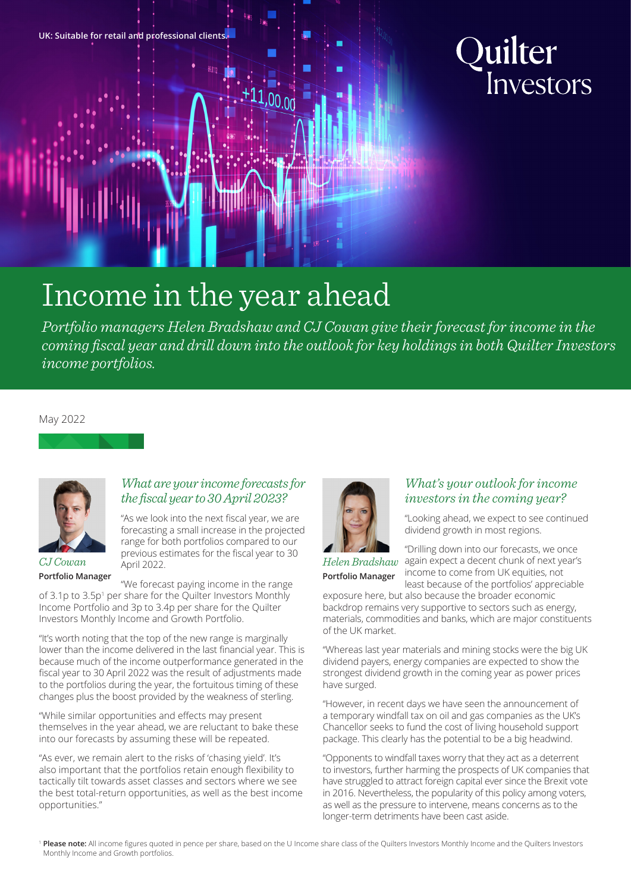UK: Suitable for retail and professional clients.

Quilter Investors

# Income in the year ahead

*Portfolio managers Helen Bradshaw and CJ Cowan give their forecast for income in the coming fiscal year and drill down into the outlook for key holdings in both Quilter Investors income portfolios.*

May 2022

*CJ Cowan*
**Portfolio Manager**

## *What are your income forecasts for the fiscal year to 30 April 2023?*

"As we look into the next fiscal year, we are forecasting a small increase in the projected range for both portfolios compared to our previous estimates for the fiscal year to 30 April 2022.

"We forecast paying income in the range of 3.1p to 3.5p[1] per share for the Quilter Investors Monthly Income Portfolio and 3p to 3.4p per share for the Quilter Investors Monthly Income and Growth Portfolio.

"It's worth noting that the top of the new range is marginally lower than the income delivered in the last financial year. This is because much of the income outperformance generated in the fiscal year to 30 April 2022 was the result of adjustments made to the portfolios during the year, the fortuitous timing of these changes plus the boost provided by the weakness of sterling.

"While similar opportunities and effects may present themselves in the year ahead, we are reluctant to bake these into our forecasts by assuming these will be repeated.

"As ever, we remain alert to the risks of 'chasing yield'. It's also important that the portfolios retain enough flexibility to tactically tilt towards asset classes and sectors where we see the best total-return opportunities, as well as the best income opportunities."

*Helen Bradshaw*
**Portfolio Manager**

## *What's your outlook for income investors in the coming year?*

"Looking ahead, we expect to see continued dividend growth in most regions.

"Drilling down into our forecasts, we once again expect a decent chunk of next year's income to come from UK equities, not least because of the portfolios' appreciable exposure here, but also because the broader economic backdrop remains very supportive to sectors such as energy, materials, commodities and banks, which are major constituents of the UK market.

"Whereas last year materials and mining stocks were the big UK dividend payers, energy companies are expected to show the strongest dividend growth in the coming year as power prices have surged.

"However, in recent days we have seen the announcement of a temporary windfall tax on oil and gas companies as the UK's Chancellor seeks to fund the cost of living household support package. This clearly has the potential to be a big headwind.

"Opponents to windfall taxes worry that they act as a deterrent to investors, further harming the prospects of UK companies that have struggled to attract foreign capital ever since the Brexit vote in 2016. Nevertheless, the popularity of this policy among voters, as well as the pressure to intervene, means concerns as to the longer-term detriments have been cast aside.

[1] **Please note:** All income figures quoted in pence per share, based on the U Income share class of the Quilters Investors Monthly Income and the Quilters Investors Monthly Income and Growth portfolios.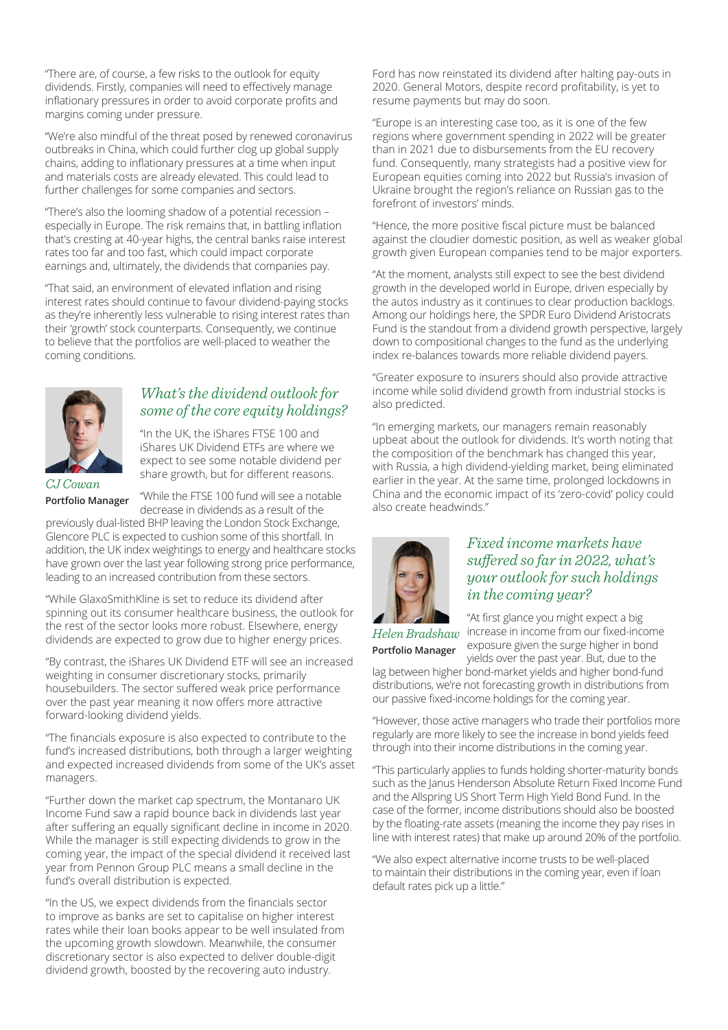"There are, of course, a few risks to the outlook for equity dividends. Firstly, companies will need to effectively manage inflationary pressures in order to avoid corporate profits and margins coming under pressure.

"We're also mindful of the threat posed by renewed coronavirus outbreaks in China, which could further clog up global supply chains, adding to inflationary pressures at a time when input and materials costs are already elevated. This could lead to further challenges for some companies and sectors.

"There's also the looming shadow of a potential recession – especially in Europe. The risk remains that, in battling inflation that's cresting at 40-year highs, the central banks raise interest rates too far and too fast, which could impact corporate earnings and, ultimately, the dividends that companies pay.

"That said, an environment of elevated inflation and rising interest rates should continue to favour dividend-paying stocks as they're inherently less vulnerable to rising interest rates than their 'growth' stock counterparts. Consequently, we continue to believe that the portfolios are well-placed to weather the coming conditions.

## *What's the dividend outlook for some of the core equity holdings?*

*CJ Cowan*
**Portfolio Manager**

"In the UK, the iShares FTSE 100 and iShares UK Dividend ETFs are where we expect to see some notable dividend per share growth, but for different reasons.

"While the FTSE 100 fund will see a notable decrease in dividends as a result of the previously dual-listed BHP leaving the London Stock Exchange, Glencore PLC is expected to cushion some of this shortfall. In addition, the UK index weightings to energy and healthcare stocks have grown over the last year following strong price performance, leading to an increased contribution from these sectors.

"While GlaxoSmithKline is set to reduce its dividend after spinning out its consumer healthcare business, the outlook for the rest of the sector looks more robust. Elsewhere, energy dividends are expected to grow due to higher energy prices.

"By contrast, the iShares UK Dividend ETF will see an increased weighting in consumer discretionary stocks, primarily housebuilders. The sector suffered weak price performance over the past year meaning it now offers more attractive forward-looking dividend yields.

"The financials exposure is also expected to contribute to the fund's increased distributions, both through a larger weighting and expected increased dividends from some of the UK's asset managers.

"Further down the market cap spectrum, the Montanaro UK Income Fund saw a rapid bounce back in dividends last year after suffering an equally significant decline in income in 2020. While the manager is still expecting dividends to grow in the coming year, the impact of the special dividend it received last year from Pennon Group PLC means a small decline in the fund's overall distribution is expected.

"In the US, we expect dividends from the financials sector to improve as banks are set to capitalise on higher interest rates while their loan books appear to be well insulated from the upcoming growth slowdown. Meanwhile, the consumer discretionary sector is also expected to deliver double-digit dividend growth, boosted by the recovering auto industry.

Ford has now reinstated its dividend after halting pay-outs in 2020. General Motors, despite record profitability, is yet to resume payments but may do soon.

"Europe is an interesting case too, as it is one of the few regions where government spending in 2022 will be greater than in 2021 due to disbursements from the EU recovery fund. Consequently, many strategists had a positive view for European equities coming into 2022 but Russia's invasion of Ukraine brought the region's reliance on Russian gas to the forefront of investors' minds.

"Hence, the more positive fiscal picture must be balanced against the cloudier domestic position, as well as weaker global growth given European companies tend to be major exporters.

"At the moment, analysts still expect to see the best dividend growth in the developed world in Europe, driven especially by the autos industry as it continues to clear production backlogs. Among our holdings here, the SPDR Euro Dividend Aristocrats Fund is the standout from a dividend growth perspective, largely down to compositional changes to the fund as the underlying index re-balances towards more reliable dividend payers.

"Greater exposure to insurers should also provide attractive income while solid dividend growth from industrial stocks is also predicted.

"In emerging markets, our managers remain reasonably upbeat about the outlook for dividends. It's worth noting that the composition of the benchmark has changed this year, with Russia, a high dividend-yielding market, being eliminated earlier in the year. At the same time, prolonged lockdowns in China and the economic impact of its 'zero-covid' policy could also create headwinds."

## *Fixed income markets have suffered so far in 2022, what's your outlook for such holdings in the coming year?*

*Helen Bradshaw*
**Portfolio Manager**

"At first glance you might expect a big increase in income from our fixed-income exposure given the surge higher in bond yields over the past year. But, due to the lag between higher bond-market yields and higher bond-fund distributions, we're not forecasting growth in distributions from our passive fixed-income holdings for the coming year.

"However, those active managers who trade their portfolios more regularly are more likely to see the increase in bond yields feed through into their income distributions in the coming year.

"This particularly applies to funds holding shorter-maturity bonds such as the Janus Henderson Absolute Return Fixed Income Fund and the Allspring US Short Term High Yield Bond Fund. In the case of the former, income distributions should also be boosted by the floating-rate assets (meaning the income they pay rises in line with interest rates) that make up around 20% of the portfolio.

"We also expect alternative income trusts to be well-placed to maintain their distributions in the coming year, even if loan default rates pick up a little."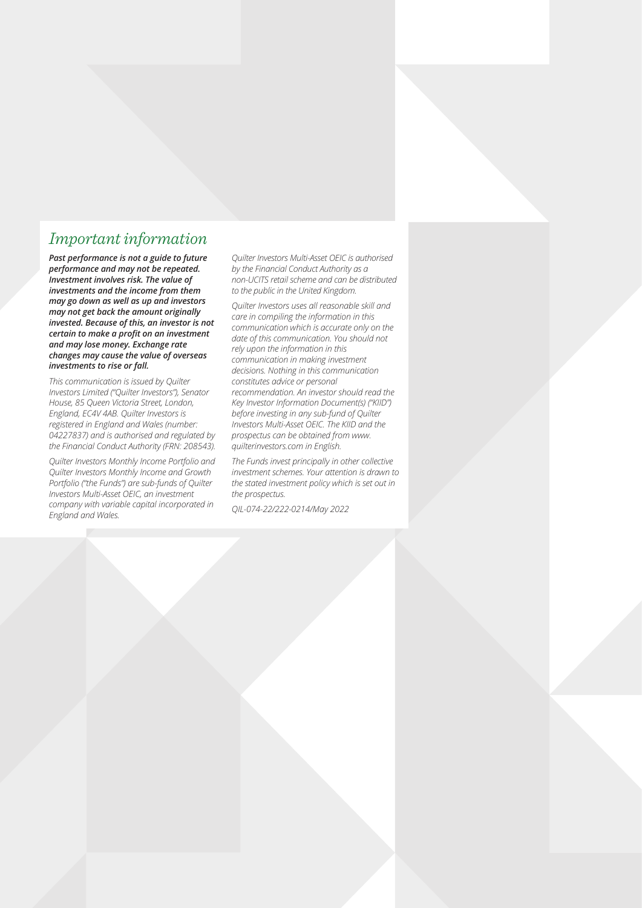## *Important information*

***Past performance is not a guide to future performance and may not be repeated. Investment involves risk. The value of investments and the income from them may go down as well as up and investors may not get back the amount originally invested. Because of this, an investor is not certain to make a profit on an investment and may lose money. Exchange rate changes may cause the value of overseas investments to rise or fall.***

*This communication is issued by Quilter Investors Limited ("Quilter Investors"), Senator House, 85 Queen Victoria Street, London, England, EC4V 4AB. Quilter Investors is registered in England and Wales (number: 04227837) and is authorised and regulated by the Financial Conduct Authority (FRN: 208543).*

*Quilter Investors Monthly Income Portfolio and Quilter Investors Monthly Income and Growth Portfolio ("the Funds") are sub-funds of Quilter Investors Multi-Asset OEIC, an investment company with variable capital incorporated in England and Wales.*

*Quilter Investors Multi-Asset OEIC is authorised by the Financial Conduct Authority as a non-UCITS retail scheme and can be distributed to the public in the United Kingdom.*

*Quilter Investors uses all reasonable skill and care in compiling the information in this communication which is accurate only on the date of this communication. You should not rely upon the information in this communication in making investment decisions. Nothing in this communication constitutes advice or personal recommendation. An investor should read the Key Investor Information Document(s) ("KIID") before investing in any sub-fund of Quilter Investors Multi-Asset OEIC. The KIID and the prospectus can be obtained from www.quilterinvestors.com in English.*

*The Funds invest principally in other collective investment schemes. Your attention is drawn to the stated investment policy which is set out in the prospectus.*

*QIL-074-22/222-0214/May 2022*